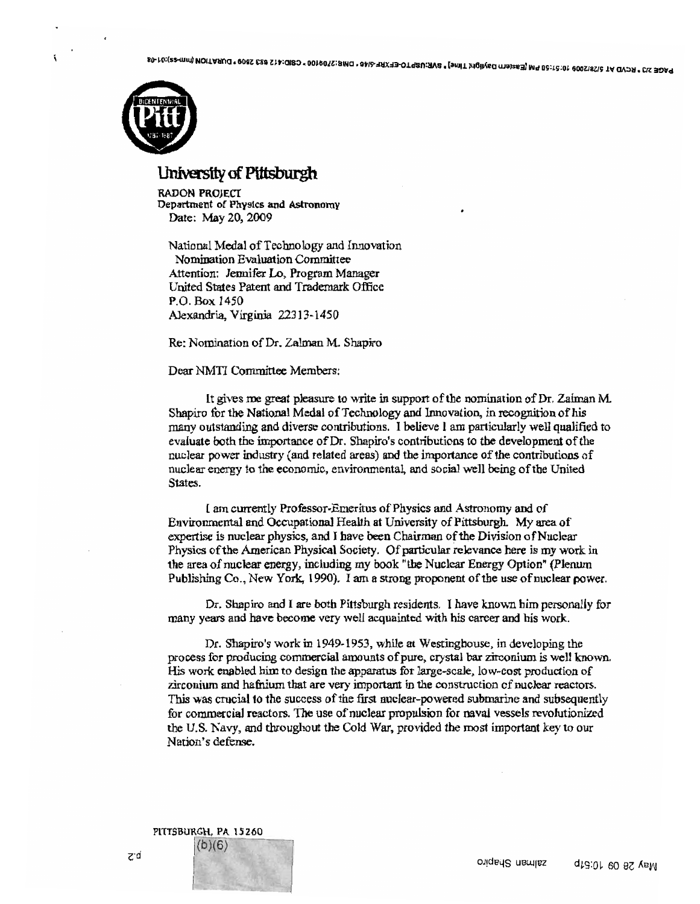# University of Pittsburgh

RADON PROJECT
Department of Physics and Astronomy
Date: May 20, 2009

National Medal of Technology and Innovation
Nomination Evaluation Committee
Attention: Jennifer Lo, Program Manager
United States Patent and Trademark Office
P.O. Box 1450
Alexandria, Virginia 22313-1450

Re: Nomination of Dr. Zalman M. Shapiro

Dear NMTI Committee Members:

It gives me great pleasure to write in support of the nomination of Dr. Zalman M. Shapiro for the National Medal of Technology and Innovation, in recognition of his many outstanding and diverse contributions. I believe I am particularly well qualified to evaluate both the importance of Dr. Shapiro's contributions to the development of the nuclear power industry (and related areas) and the importance of the contributions of nuclear energy to the economic, environmental, and social well being of the United States.

I am currently Professor-Emeritus of Physics and Astronomy and of Environmental and Occupational Health at University of Pittsburgh. My area of expertise is nuclear physics, and I have been Chairman of the Division of Nuclear Physics of the American Physical Society. Of particular relevance here is my work in the area of nuclear energy, including my book "the Nuclear Energy Option" (Plenum Publishing Co., New York, 1990). I am a strong proponent of the use of nuclear power.

Dr. Shapiro and I are both Pittsburgh residents. I have known him personally for many years and have become very well acquainted with his career and his work.

Dr. Shapiro's work in 1949-1953, while at Westinghouse, in developing the process for producing commercial amounts of pure, crystal bar zirconium is well known. His work enabled him to design the apparatus for large-scale, low-cost production of zirconium and hafnium that are very important in the construction of nuclear reactors. This was crucial to the success of the first nuclear-powered submarine and subsequently for commercial reactors. The use of nuclear propulsion for naval vessels revolutionized the U.S. Navy, and throughout the Cold War, provided the most important key to our Nation's defense.

PITTSBURGH, PA 15260
(b)(6)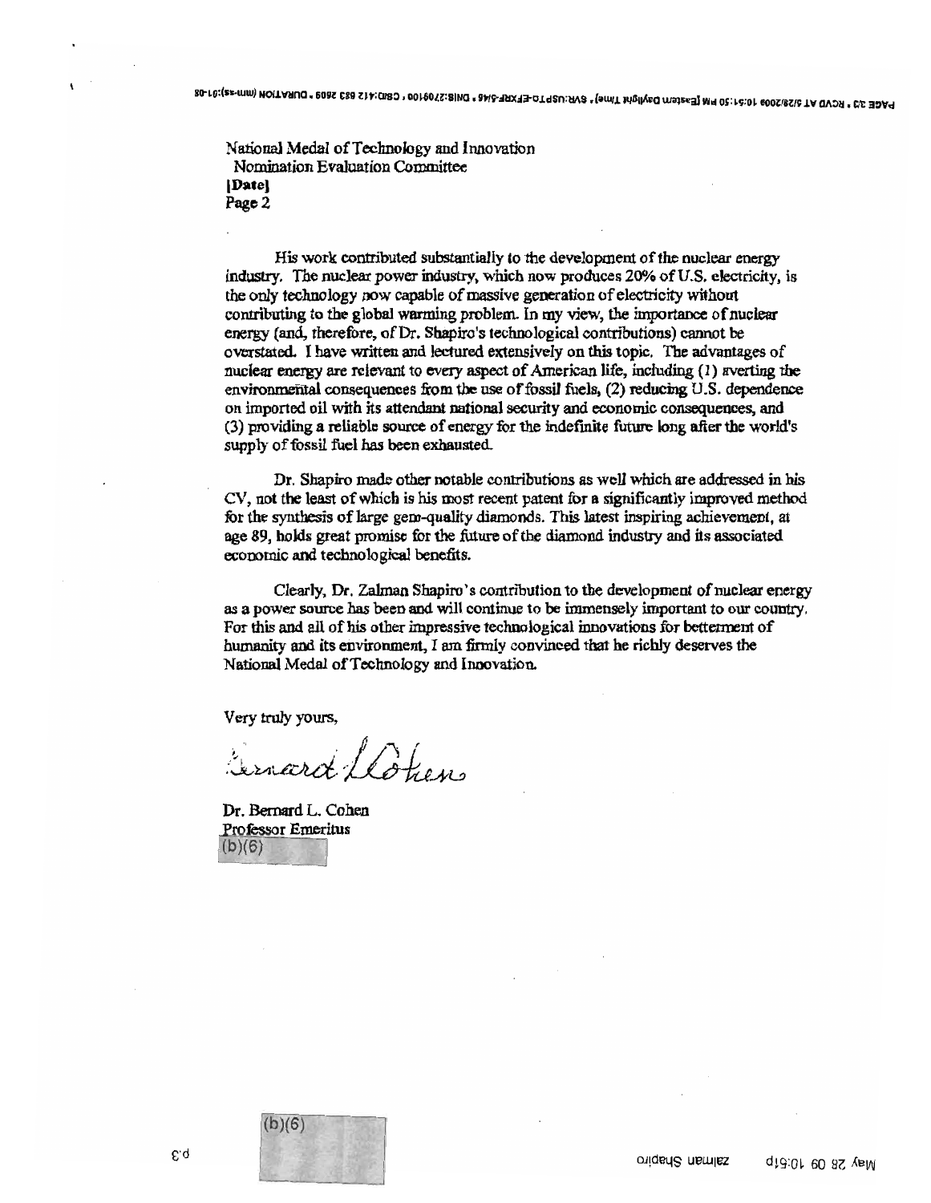National Medal of Technology and Innovation
Nomination Evaluation Committee
[Date]
Page 2

His work contributed substantially to the development of the nuclear energy industry. The nuclear power industry, which now produces 20% of U.S. electricity, is the only technology now capable of massive generation of electricity without contributing to the global warming problem. In my view, the importance of nuclear energy (and, therefore, of Dr. Shapiro's technological contributions) cannot be overstated. I have written and lectured extensively on this topic. The advantages of nuclear energy are relevant to every aspect of American life, including (1) averting the environmental consequences from the use of fossil fuels, (2) reducing U.S. dependence on imported oil with its attendant national security and economic consequences, and (3) providing a reliable source of energy for the indefinite future long after the world's supply of fossil fuel has been exhausted.

Dr. Shapiro made other notable contributions as well which are addressed in his CV, not the least of which is his most recent patent for a significantly improved method for the synthesis of large gem-quality diamonds. This latest inspiring achievement, at age 89, holds great promise for the future of the diamond industry and its associated economic and technological benefits.

Clearly, Dr. Zalman Shapiro's contribution to the development of nuclear energy as a power source has been and will continue to be immensely important to our country. For this and all of his other impressive technological innovations for betterment of humanity and its environment, I am firmly convinced that he richly deserves the National Medal of Technology and Innovation.

Very truly yours,

Bernard L Cohen

Dr. Bernard L. Cohen
Professor Emeritus
(b)(6)

(b)(6)